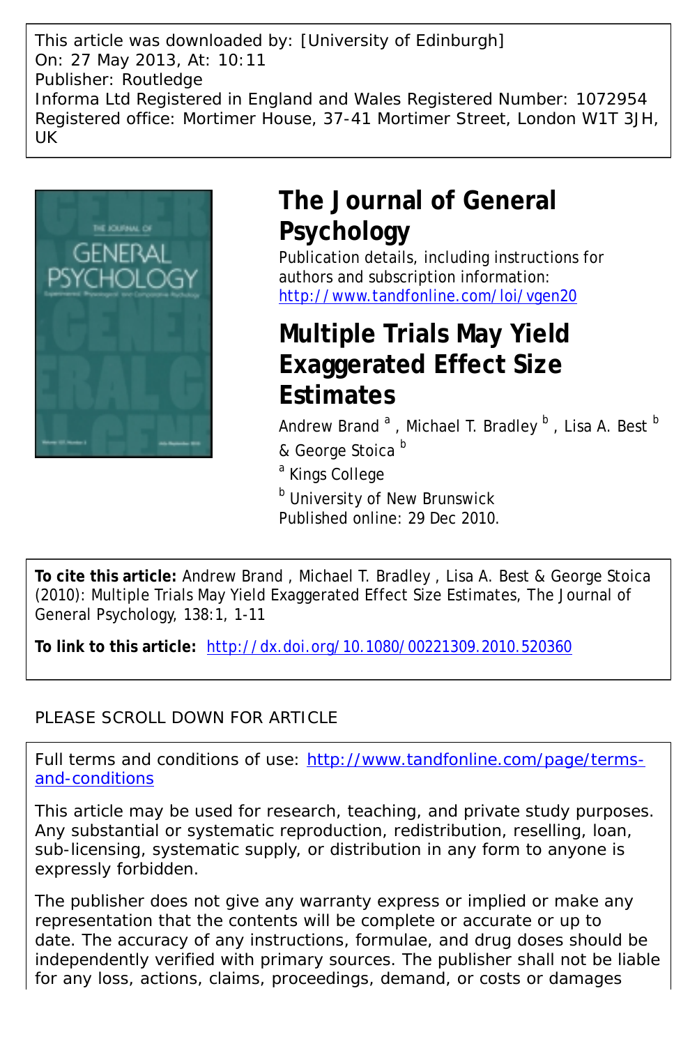This article was downloaded by: [University of Edinburgh]
On: 27 May 2013, At: 10:11
Publisher: Routledge
Informa Ltd Registered in England and Wales Registered Number: 1072954
Registered office: Mortimer House, 37-41 Mortimer Street, London W1T 3JH, UK

# The Journal of General Psychology

Publication details, including instructions for authors and subscription information:
http://www.tandfonline.com/loi/vgen20

# Multiple Trials May Yield Exaggerated Effect Size Estimates

Andrew Brand [a] , Michael T. Bradley [b] , Lisa A. Best [b] & George Stoica [b]

[a] Kings College

[b] University of New Brunswick

Published online: 29 Dec 2010.

**To cite this article:** Andrew Brand , Michael T. Bradley , Lisa A. Best & George Stoica (2010): Multiple Trials May Yield Exaggerated Effect Size Estimates, The Journal of General Psychology, 138:1, 1-11

**To link to this article:** http://dx.doi.org/10.1080/00221309.2010.520360

PLEASE SCROLL DOWN FOR ARTICLE

Full terms and conditions of use: http://www.tandfonline.com/page/terms-and-conditions

This article may be used for research, teaching, and private study purposes. Any substantial or systematic reproduction, redistribution, reselling, loan, sub-licensing, systematic supply, or distribution in any form to anyone is expressly forbidden.

The publisher does not give any warranty express or implied or make any representation that the contents will be complete or accurate or up to date. The accuracy of any instructions, formulae, and drug doses should be independently verified with primary sources. The publisher shall not be liable for any loss, actions, claims, proceedings, demand, or costs or damages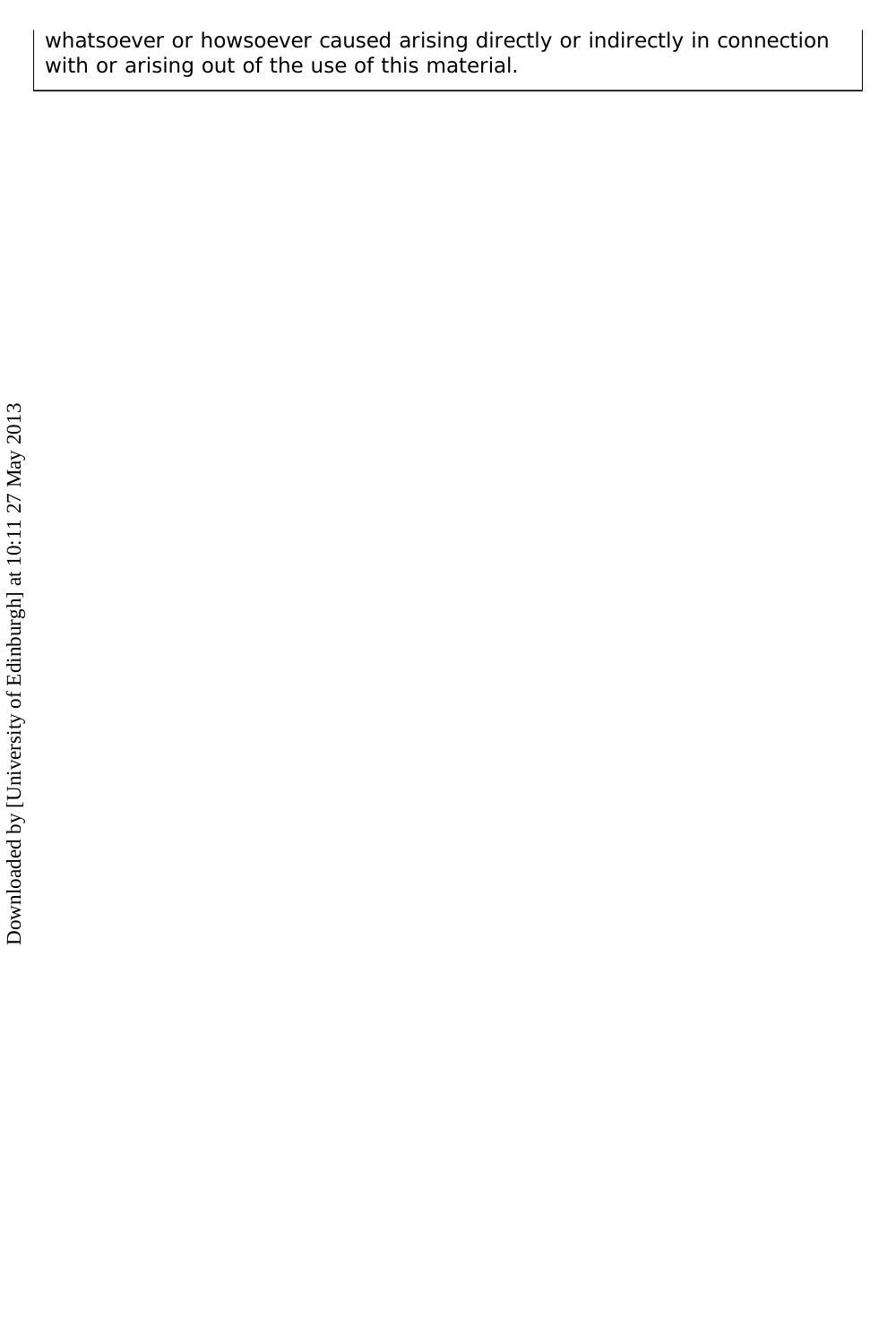whatsoever or howsoever caused arising directly or indirectly in connection with or arising out of the use of this material.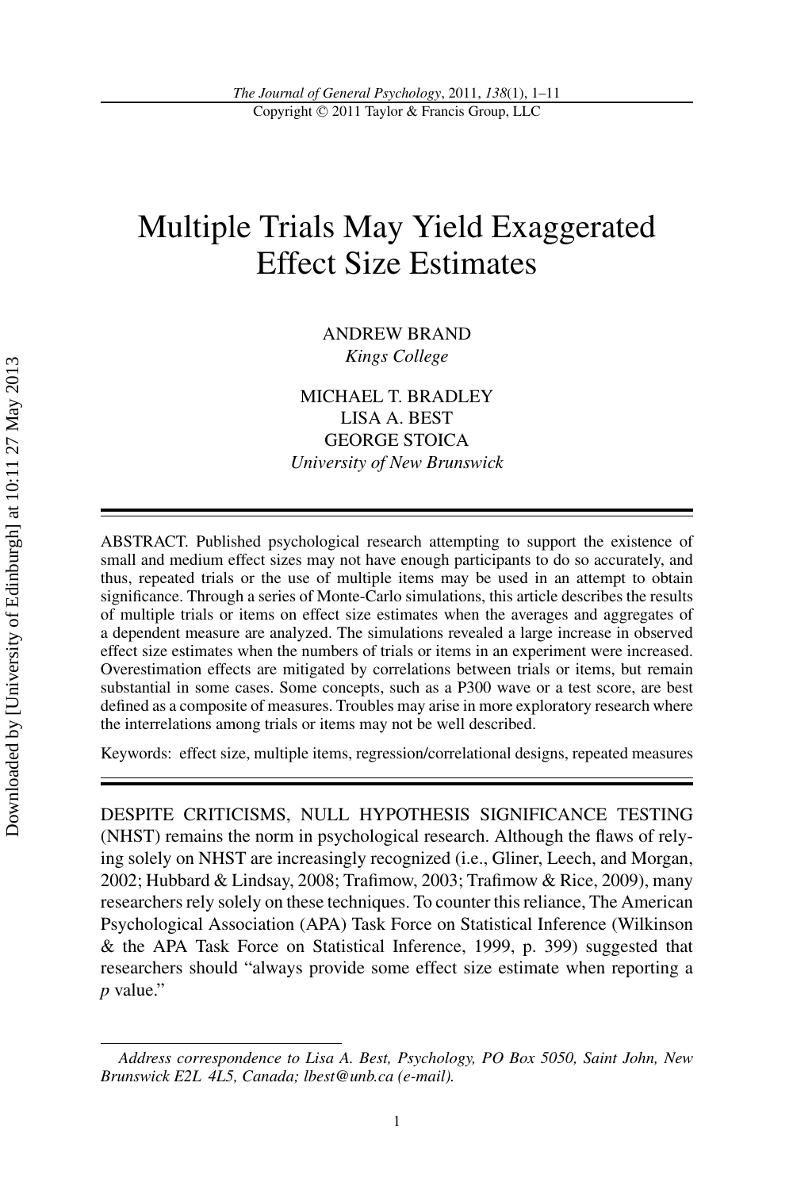# Multiple Trials May Yield Exaggerated Effect Size Estimates

ANDREW BRAND
*Kings College*

MICHAEL T. BRADLEY
LISA A. BEST
GEORGE STOICA
*University of New Brunswick*

ABSTRACT. Published psychological research attempting to support the existence of small and medium effect sizes may not have enough participants to do so accurately, and thus, repeated trials or the use of multiple items may be used in an attempt to obtain significance. Through a series of Monte-Carlo simulations, this article describes the results of multiple trials or items on effect size estimates when the averages and aggregates of a dependent measure are analyzed. The simulations revealed a large increase in observed effect size estimates when the numbers of trials or items in an experiment were increased. Overestimation effects are mitigated by correlations between trials or items, but remain substantial in some cases. Some concepts, such as a P300 wave or a test score, are best defined as a composite of measures. Troubles may arise in more exploratory research where the interrelations among trials or items may not be well described.

Keywords: effect size, multiple items, regression/correlational designs, repeated measures

DESPITE CRITICISMS, NULL HYPOTHESIS SIGNIFICANCE TESTING (NHST) remains the norm in psychological research. Although the flaws of relying solely on NHST are increasingly recognized (i.e., Gliner, Leech, and Morgan, 2002; Hubbard & Lindsay, 2008; Trafimow, 2003; Trafimow & Rice, 2009), many researchers rely solely on these techniques. To counter this reliance, The American Psychological Association (APA) Task Force on Statistical Inference (Wilkinson & the APA Task Force on Statistical Inference, 1999, p. 399) suggested that researchers should "always provide some effect size estimate when reporting a *p* value."

*Address correspondence to Lisa A. Best, Psychology, PO Box 5050, Saint John, New Brunswick E2L 4L5, Canada; lbest@unb.ca (e-mail).*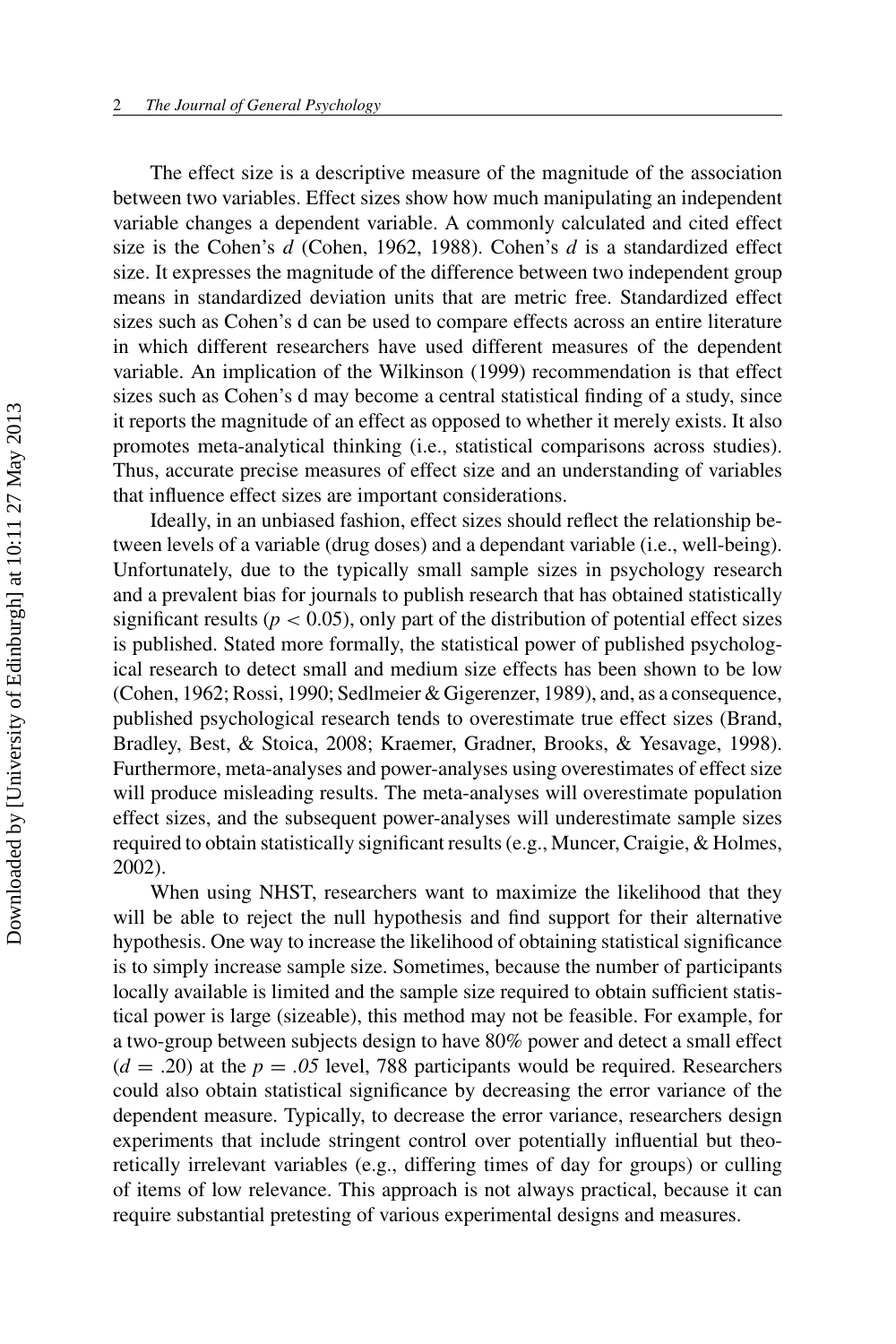The effect size is a descriptive measure of the magnitude of the association between two variables. Effect sizes show how much manipulating an independent variable changes a dependent variable. A commonly calculated and cited effect size is the Cohen's *d* (Cohen, 1962, 1988). Cohen's *d* is a standardized effect size. It expresses the magnitude of the difference between two independent group means in standardized deviation units that are metric free. Standardized effect sizes such as Cohen's d can be used to compare effects across an entire literature in which different researchers have used different measures of the dependent variable. An implication of the Wilkinson (1999) recommendation is that effect sizes such as Cohen's d may become a central statistical finding of a study, since it reports the magnitude of an effect as opposed to whether it merely exists. It also promotes meta-analytical thinking (i.e., statistical comparisons across studies). Thus, accurate precise measures of effect size and an understanding of variables that influence effect sizes are important considerations.

Ideally, in an unbiased fashion, effect sizes should reflect the relationship between levels of a variable (drug doses) and a dependant variable (i.e., well-being). Unfortunately, due to the typically small sample sizes in psychology research and a prevalent bias for journals to publish research that has obtained statistically significant results ($p < 0.05$), only part of the distribution of potential effect sizes is published. Stated more formally, the statistical power of published psychological research to detect small and medium size effects has been shown to be low (Cohen, 1962; Rossi, 1990; Sedlmeier & Gigerenzer, 1989), and, as a consequence, published psychological research tends to overestimate true effect sizes (Brand, Bradley, Best, & Stoica, 2008; Kraemer, Gradner, Brooks, & Yesavage, 1998). Furthermore, meta-analyses and power-analyses using overestimates of effect size will produce misleading results. The meta-analyses will overestimate population effect sizes, and the subsequent power-analyses will underestimate sample sizes required to obtain statistically significant results (e.g., Muncer, Craigie, & Holmes, 2002).

When using NHST, researchers want to maximize the likelihood that they will be able to reject the null hypothesis and find support for their alternative hypothesis. One way to increase the likelihood of obtaining statistical significance is to simply increase sample size. Sometimes, because the number of participants locally available is limited and the sample size required to obtain sufficient statistical power is large (sizeable), this method may not be feasible. For example, for a two-group between subjects design to have 80% power and detect a small effect ($d = .20$) at the $p = .05$ level, 788 participants would be required. Researchers could also obtain statistical significance by decreasing the error variance of the dependent measure. Typically, to decrease the error variance, researchers design experiments that include stringent control over potentially influential but theoretically irrelevant variables (e.g., differing times of day for groups) or culling of items of low relevance. This approach is not always practical, because it can require substantial pretesting of various experimental designs and measures.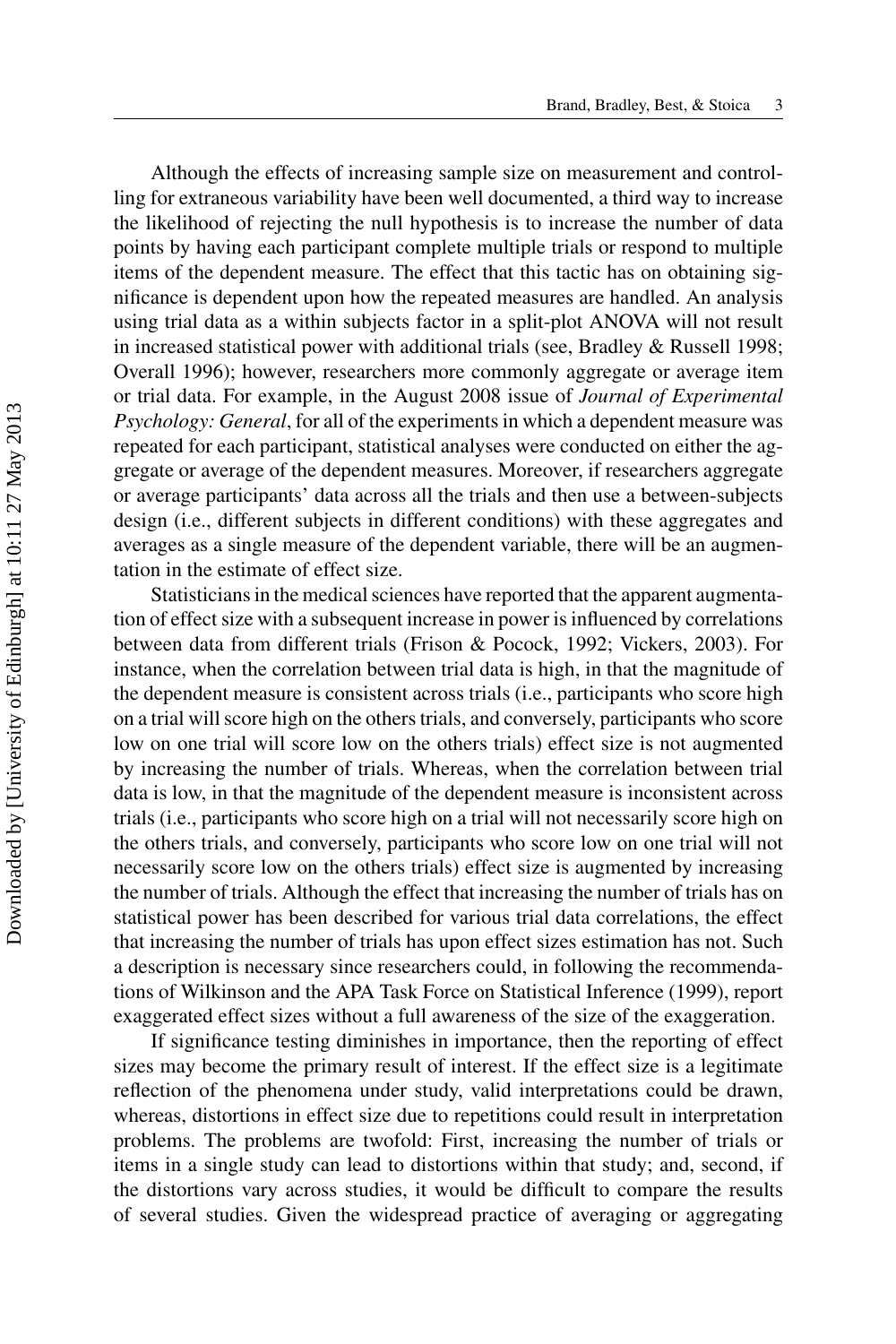Although the effects of increasing sample size on measurement and controlling for extraneous variability have been well documented, a third way to increase the likelihood of rejecting the null hypothesis is to increase the number of data points by having each participant complete multiple trials or respond to multiple items of the dependent measure. The effect that this tactic has on obtaining significance is dependent upon how the repeated measures are handled. An analysis using trial data as a within subjects factor in a split-plot ANOVA will not result in increased statistical power with additional trials (see, Bradley & Russell 1998; Overall 1996); however, researchers more commonly aggregate or average item or trial data. For example, in the August 2008 issue of *Journal of Experimental Psychology: General*, for all of the experiments in which a dependent measure was repeated for each participant, statistical analyses were conducted on either the aggregate or average of the dependent measures. Moreover, if researchers aggregate or average participants' data across all the trials and then use a between-subjects design (i.e., different subjects in different conditions) with these aggregates and averages as a single measure of the dependent variable, there will be an augmentation in the estimate of effect size.

Statisticians in the medical sciences have reported that the apparent augmentation of effect size with a subsequent increase in power is influenced by correlations between data from different trials (Frison & Pocock, 1992; Vickers, 2003). For instance, when the correlation between trial data is high, in that the magnitude of the dependent measure is consistent across trials (i.e., participants who score high on a trial will score high on the others trials, and conversely, participants who score low on one trial will score low on the others trials) effect size is not augmented by increasing the number of trials. Whereas, when the correlation between trial data is low, in that the magnitude of the dependent measure is inconsistent across trials (i.e., participants who score high on a trial will not necessarily score high on the others trials, and conversely, participants who score low on one trial will not necessarily score low on the others trials) effect size is augmented by increasing the number of trials. Although the effect that increasing the number of trials has on statistical power has been described for various trial data correlations, the effect that increasing the number of trials has upon effect sizes estimation has not. Such a description is necessary since researchers could, in following the recommendations of Wilkinson and the APA Task Force on Statistical Inference (1999), report exaggerated effect sizes without a full awareness of the size of the exaggeration.

If significance testing diminishes in importance, then the reporting of effect sizes may become the primary result of interest. If the effect size is a legitimate reflection of the phenomena under study, valid interpretations could be drawn, whereas, distortions in effect size due to repetitions could result in interpretation problems. The problems are twofold: First, increasing the number of trials or items in a single study can lead to distortions within that study; and, second, if the distortions vary across studies, it would be difficult to compare the results of several studies. Given the widespread practice of averaging or aggregating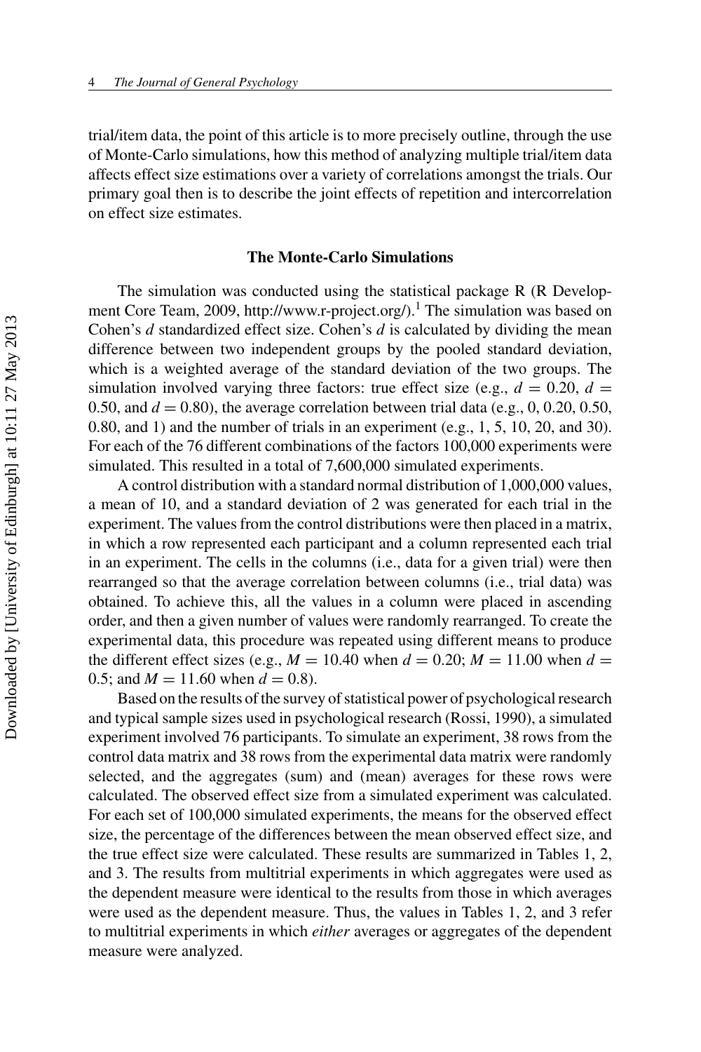trial/item data, the point of this article is to more precisely outline, through the use of Monte-Carlo simulations, how this method of analyzing multiple trial/item data affects effect size estimations over a variety of correlations amongst the trials. Our primary goal then is to describe the joint effects of repetition and intercorrelation on effect size estimates.

### The Monte-Carlo Simulations

The simulation was conducted using the statistical package R (R Development Core Team, 2009, http://www.r-project.org/).[1] The simulation was based on Cohen's *d* standardized effect size. Cohen's *d* is calculated by dividing the mean difference between two independent groups by the pooled standard deviation, which is a weighted average of the standard deviation of the two groups. The simulation involved varying three factors: true effect size (e.g., $d = 0.20$, $d = 0.50$, and $d = 0.80$), the average correlation between trial data (e.g., 0, 0.20, 0.50, 0.80, and 1) and the number of trials in an experiment (e.g., 1, 5, 10, 20, and 30). For each of the 76 different combinations of the factors 100,000 experiments were simulated. This resulted in a total of 7,600,000 simulated experiments.

A control distribution with a standard normal distribution of 1,000,000 values, a mean of 10, and a standard deviation of 2 was generated for each trial in the experiment. The values from the control distributions were then placed in a matrix, in which a row represented each participant and a column represented each trial in an experiment. The cells in the columns (i.e., data for a given trial) were then rearranged so that the average correlation between columns (i.e., trial data) was obtained. To achieve this, all the values in a column were placed in ascending order, and then a given number of values were randomly rearranged. To create the experimental data, this procedure was repeated using different means to produce the different effect sizes (e.g., $M = 10.40$ when $d = 0.20$; $M = 11.00$ when $d = 0.5$; and $M = 11.60$ when $d = 0.8$).

Based on the results of the survey of statistical power of psychological research and typical sample sizes used in psychological research (Rossi, 1990), a simulated experiment involved 76 participants. To simulate an experiment, 38 rows from the control data matrix and 38 rows from the experimental data matrix were randomly selected, and the aggregates (sum) and (mean) averages for these rows were calculated. The observed effect size from a simulated experiment was calculated. For each set of 100,000 simulated experiments, the means for the observed effect size, the percentage of the differences between the mean observed effect size, and the true effect size were calculated. These results are summarized in Tables 1, 2, and 3. The results from multitrial experiments in which aggregates were used as the dependent measure were identical to the results from those in which averages were used as the dependent measure. Thus, the values in Tables 1, 2, and 3 refer to multitrial experiments in which *either* averages or aggregates of the dependent measure were analyzed.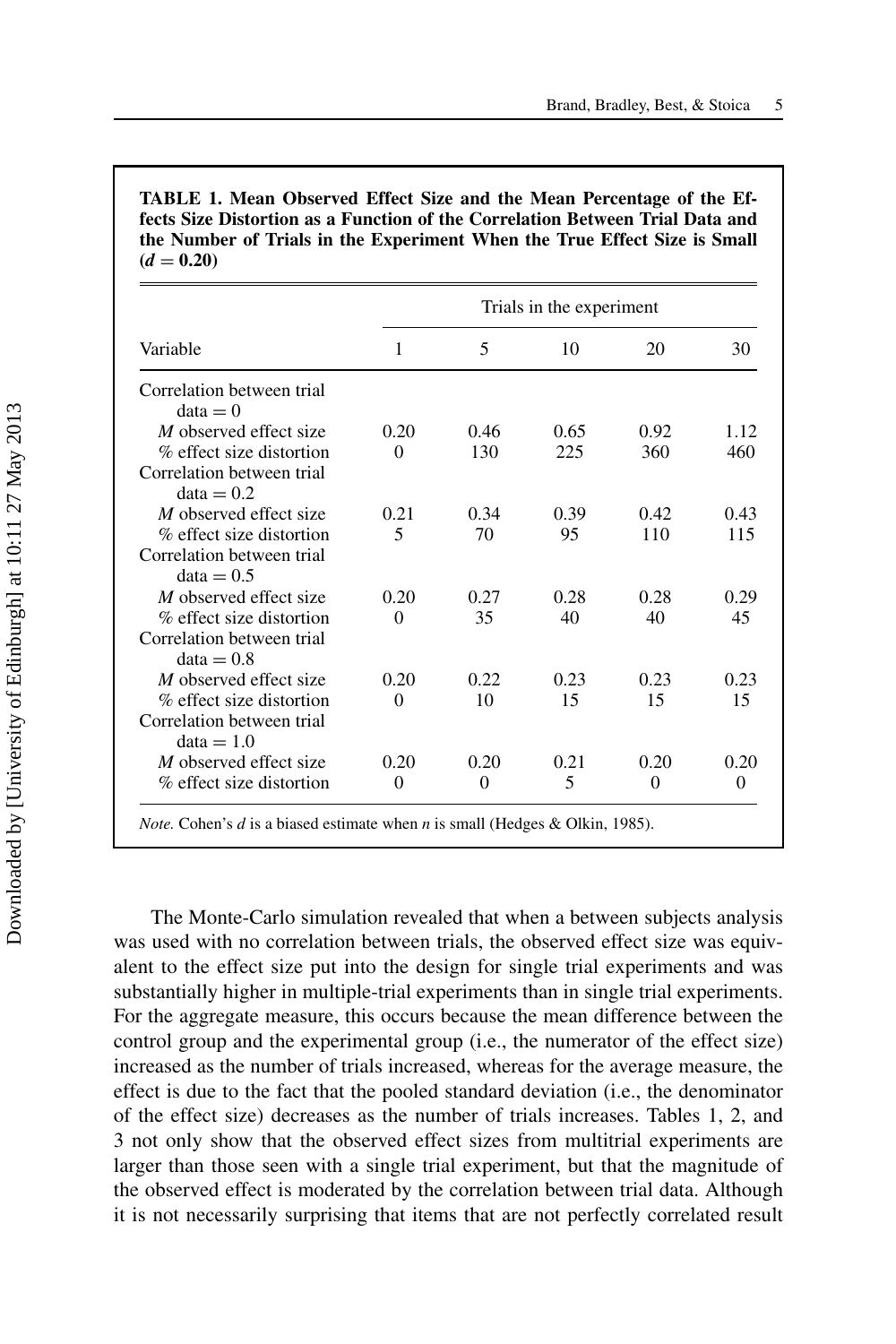**TABLE 1. Mean Observed Effect Size and the Mean Percentage of the Effects Size Distortion as a Function of the Correlation Between Trial Data and the Number of Trials in the Experiment When the True Effect Size is Small ($d = 0.20$)**

| Variable | Trials in the experiment | | | | |
|---|---|---|---|---|---|
| | 1 | 5 | 10 | 20 | 30 |
| Correlation between trial data = 0 | | | | | |
| *M* observed effect size | 0.20 | 0.46 | 0.65 | 0.92 | 1.12 |
| % effect size distortion | 0 | 130 | 225 | 360 | 460 |
| Correlation between trial data = 0.2 | | | | | |
| *M* observed effect size | 0.21 | 0.34 | 0.39 | 0.42 | 0.43 |
| % effect size distortion | 5 | 70 | 95 | 110 | 115 |
| Correlation between trial data = 0.5 | | | | | |
| *M* observed effect size | 0.20 | 0.27 | 0.28 | 0.28 | 0.29 |
| % effect size distortion | 0 | 35 | 40 | 40 | 45 |
| Correlation between trial data = 0.8 | | | | | |
| *M* observed effect size | 0.20 | 0.22 | 0.23 | 0.23 | 0.23 |
| % effect size distortion | 0 | 10 | 15 | 15 | 15 |
| Correlation between trial data = 1.0 | | | | | |
| *M* observed effect size | 0.20 | 0.20 | 0.21 | 0.20 | 0.20 |
| % effect size distortion | 0 | 0 | 5 | 0 | 0 |

*Note.* Cohen's $d$ is a biased estimate when $n$ is small (Hedges & Olkin, 1985).

The Monte-Carlo simulation revealed that when a between subjects analysis was used with no correlation between trials, the observed effect size was equivalent to the effect size put into the design for single trial experiments and was substantially higher in multiple-trial experiments than in single trial experiments. For the aggregate measure, this occurs because the mean difference between the control group and the experimental group (i.e., the numerator of the effect size) increased as the number of trials increased, whereas for the average measure, the effect is due to the fact that the pooled standard deviation (i.e., the denominator of the effect size) decreases as the number of trials increases. Tables 1, 2, and 3 not only show that the observed effect sizes from multitrial experiments are larger than those seen with a single trial experiment, but that the magnitude of the observed effect is moderated by the correlation between trial data. Although it is not necessarily surprising that items that are not perfectly correlated result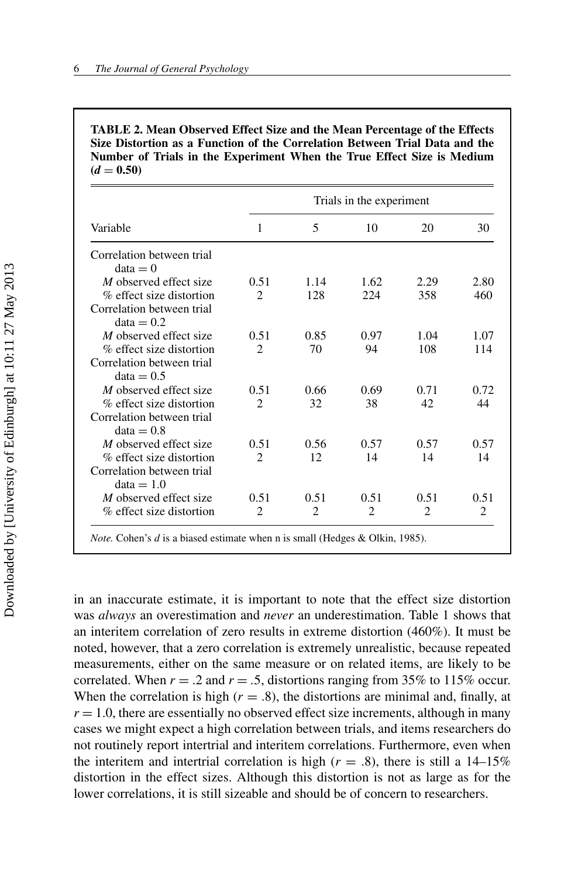**TABLE 2. Mean Observed Effect Size and the Mean Percentage of the Effects Size Distortion as a Function of the Correlation Between Trial Data and the Number of Trials in the Experiment When the True Effect Size is Medium ($d = 0.50$)**

| | Trials in the experiment | | | | |
|---|---|---|---|---|---|
| Variable | 1 | 5 | 10 | 20 | 30 |
| Correlation between trial data = 0 | | | | | |
| *M* observed effect size | 0.51 | 1.14 | 1.62 | 2.29 | 2.80 |
| % effect size distortion | 2 | 128 | 224 | 358 | 460 |
| Correlation between trial data = 0.2 | | | | | |
| *M* observed effect size | 0.51 | 0.85 | 0.97 | 1.04 | 1.07 |
| % effect size distortion | 2 | 70 | 94 | 108 | 114 |
| Correlation between trial data = 0.5 | | | | | |
| *M* observed effect size | 0.51 | 0.66 | 0.69 | 0.71 | 0.72 |
| % effect size distortion | 2 | 32 | 38 | 42 | 44 |
| Correlation between trial data = 0.8 | | | | | |
| *M* observed effect size | 0.51 | 0.56 | 0.57 | 0.57 | 0.57 |
| % effect size distortion | 2 | 12 | 14 | 14 | 14 |
| Correlation between trial data = 1.0 | | | | | |
| *M* observed effect size | 0.51 | 0.51 | 0.51 | 0.51 | 0.51 |
| % effect size distortion | 2 | 2 | 2 | 2 | 2 |

*Note.* Cohen's $d$ is a biased estimate when n is small (Hedges & Olkin, 1985).

in an inaccurate estimate, it is important to note that the effect size distortion was *always* an overestimation and *never* an underestimation. Table 1 shows that an interitem correlation of zero results in extreme distortion (460%). It must be noted, however, that a zero correlation is extremely unrealistic, because repeated measurements, either on the same measure or on related items, are likely to be correlated. When $r = .2$ and $r = .5$, distortions ranging from 35% to 115% occur. When the correlation is high ($r = .8$), the distortions are minimal and, finally, at $r = 1.0$, there are essentially no observed effect size increments, although in many cases we might expect a high correlation between trials, and items researchers do not routinely report intertrial and interitem correlations. Furthermore, even when the interitem and intertrial correlation is high ($r = .8$), there is still a 14–15% distortion in the effect sizes. Although this distortion is not as large as for the lower correlations, it is still sizeable and should be of concern to researchers.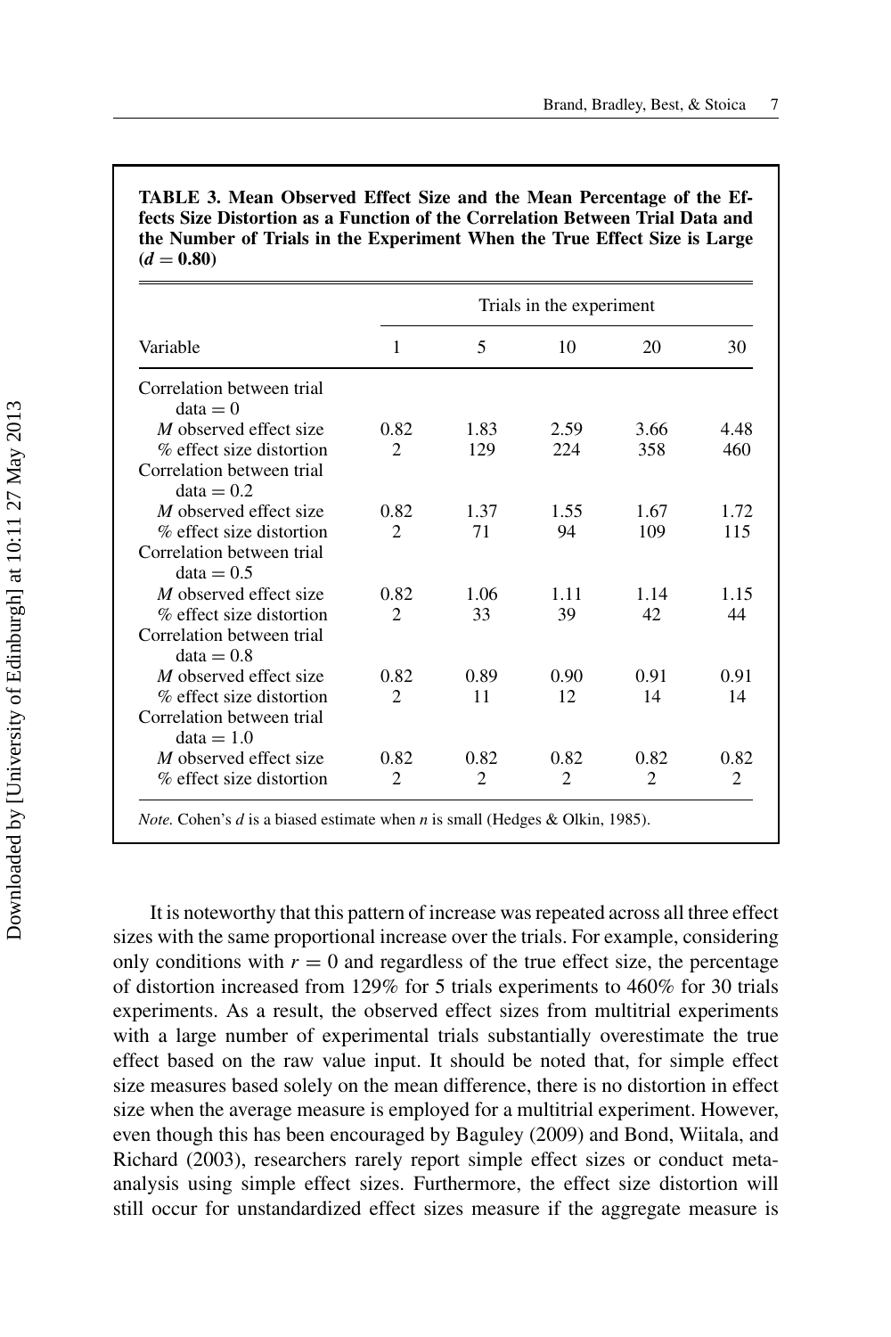**TABLE 3. Mean Observed Effect Size and the Mean Percentage of the Effects Size Distortion as a Function of the Correlation Between Trial Data and the Number of Trials in the Experiment When the True Effect Size is Large ($d = 0.80$)**

| | Trials in the experiment | | | | |
|---|---|---|---|---|---|
| Variable | 1 | 5 | 10 | 20 | 30 |
| Correlation between trial data = 0 | | | | | |
| *M* observed effect size | 0.82 | 1.83 | 2.59 | 3.66 | 4.48 |
| % effect size distortion | 2 | 129 | 224 | 358 | 460 |
| Correlation between trial data = 0.2 | | | | | |
| *M* observed effect size | 0.82 | 1.37 | 1.55 | 1.67 | 1.72 |
| % effect size distortion | 2 | 71 | 94 | 109 | 115 |
| Correlation between trial data = 0.5 | | | | | |
| *M* observed effect size | 0.82 | 1.06 | 1.11 | 1.14 | 1.15 |
| % effect size distortion | 2 | 33 | 39 | 42 | 44 |
| Correlation between trial data = 0.8 | | | | | |
| *M* observed effect size | 0.82 | 0.89 | 0.90 | 0.91 | 0.91 |
| % effect size distortion | 2 | 11 | 12 | 14 | 14 |
| Correlation between trial data = 1.0 | | | | | |
| *M* observed effect size | 0.82 | 0.82 | 0.82 | 0.82 | 0.82 |
| % effect size distortion | 2 | 2 | 2 | 2 | 2 |

*Note.* Cohen's $d$ is a biased estimate when $n$ is small (Hedges & Olkin, 1985).

It is noteworthy that this pattern of increase was repeated across all three effect sizes with the same proportional increase over the trials. For example, considering only conditions with $r = 0$ and regardless of the true effect size, the percentage of distortion increased from 129% for 5 trials experiments to 460% for 30 trials experiments. As a result, the observed effect sizes from multitrial experiments with a large number of experimental trials substantially overestimate the true effect based on the raw value input. It should be noted that, for simple effect size measures based solely on the mean difference, there is no distortion in effect size when the average measure is employed for a multitrial experiment. However, even though this has been encouraged by Baguley (2009) and Bond, Wiitala, and Richard (2003), researchers rarely report simple effect sizes or conduct meta-analysis using simple effect sizes. Furthermore, the effect size distortion will still occur for unstandardized effect sizes measure if the aggregate measure is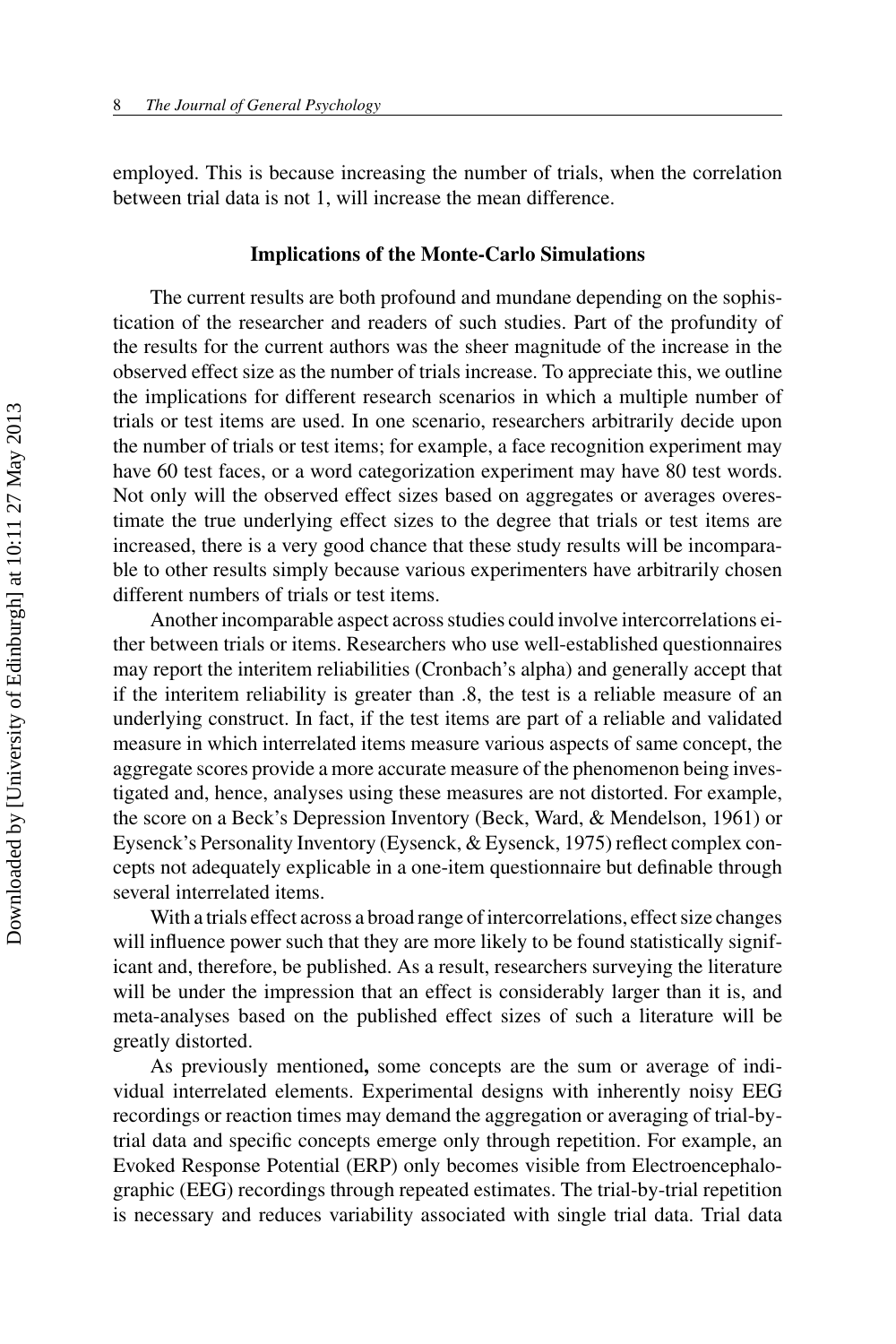employed. This is because increasing the number of trials, when the correlation between trial data is not 1, will increase the mean difference.

### Implications of the Monte-Carlo Simulations

The current results are both profound and mundane depending on the sophistication of the researcher and readers of such studies. Part of the profundity of the results for the current authors was the sheer magnitude of the increase in the observed effect size as the number of trials increase. To appreciate this, we outline the implications for different research scenarios in which a multiple number of trials or test items are used. In one scenario, researchers arbitrarily decide upon the number of trials or test items; for example, a face recognition experiment may have 60 test faces, or a word categorization experiment may have 80 test words. Not only will the observed effect sizes based on aggregates or averages overestimate the true underlying effect sizes to the degree that trials or test items are increased, there is a very good chance that these study results will be incomparable to other results simply because various experimenters have arbitrarily chosen different numbers of trials or test items.

Another incomparable aspect across studies could involve intercorrelations either between trials or items. Researchers who use well-established questionnaires may report the interitem reliabilities (Cronbach's alpha) and generally accept that if the interitem reliability is greater than .8, the test is a reliable measure of an underlying construct. In fact, if the test items are part of a reliable and validated measure in which interrelated items measure various aspects of same concept, the aggregate scores provide a more accurate measure of the phenomenon being investigated and, hence, analyses using these measures are not distorted. For example, the score on a Beck's Depression Inventory (Beck, Ward, & Mendelson, 1961) or Eysenck's Personality Inventory (Eysenck, & Eysenck, 1975) reflect complex concepts not adequately explicable in a one-item questionnaire but definable through several interrelated items.

With a trials effect across a broad range of intercorrelations, effect size changes will influence power such that they are more likely to be found statistically significant and, therefore, be published. As a result, researchers surveying the literature will be under the impression that an effect is considerably larger than it is, and meta-analyses based on the published effect sizes of such a literature will be greatly distorted.

As previously mentioned**,** some concepts are the sum or average of individual interrelated elements. Experimental designs with inherently noisy EEG recordings or reaction times may demand the aggregation or averaging of trial-by-trial data and specific concepts emerge only through repetition. For example, an Evoked Response Potential (ERP) only becomes visible from Electroencephalographic (EEG) recordings through repeated estimates. The trial-by-trial repetition is necessary and reduces variability associated with single trial data. Trial data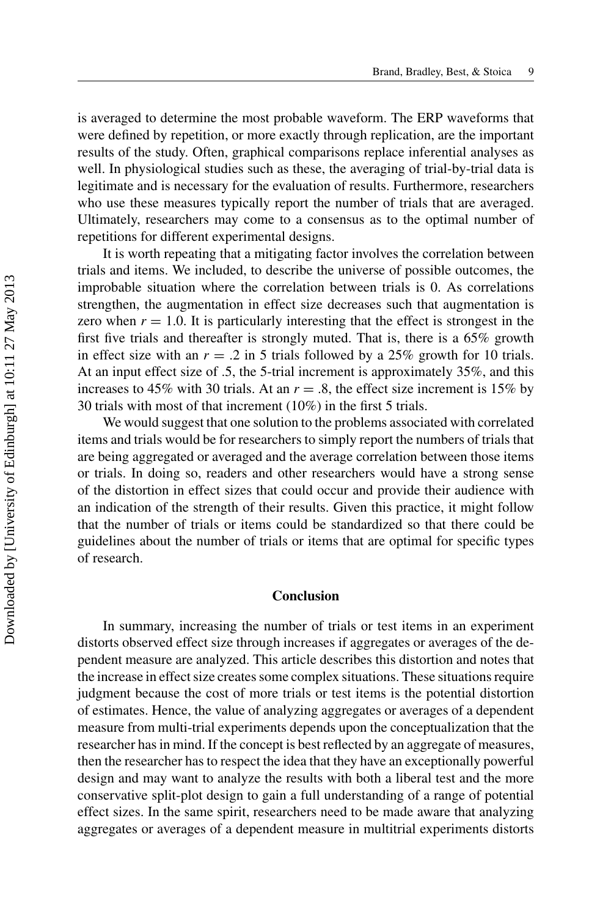is averaged to determine the most probable waveform. The ERP waveforms that were defined by repetition, or more exactly through replication, are the important results of the study. Often, graphical comparisons replace inferential analyses as well. In physiological studies such as these, the averaging of trial-by-trial data is legitimate and is necessary for the evaluation of results. Furthermore, researchers who use these measures typically report the number of trials that are averaged. Ultimately, researchers may come to a consensus as to the optimal number of repetitions for different experimental designs.

It is worth repeating that a mitigating factor involves the correlation between trials and items. We included, to describe the universe of possible outcomes, the improbable situation where the correlation between trials is 0. As correlations strengthen, the augmentation in effect size decreases such that augmentation is zero when $r = 1.0$. It is particularly interesting that the effect is strongest in the first five trials and thereafter is strongly muted. That is, there is a 65% growth in effect size with an $r = .2$ in 5 trials followed by a 25% growth for 10 trials. At an input effect size of .5, the 5-trial increment is approximately 35%, and this increases to 45% with 30 trials. At an $r = .8$, the effect size increment is 15% by 30 trials with most of that increment (10%) in the first 5 trials.

We would suggest that one solution to the problems associated with correlated items and trials would be for researchers to simply report the numbers of trials that are being aggregated or averaged and the average correlation between those items or trials. In doing so, readers and other researchers would have a strong sense of the distortion in effect sizes that could occur and provide their audience with an indication of the strength of their results. Given this practice, it might follow that the number of trials or items could be standardized so that there could be guidelines about the number of trials or items that are optimal for specific types of research.

## Conclusion

In summary, increasing the number of trials or test items in an experiment distorts observed effect size through increases if aggregates or averages of the dependent measure are analyzed. This article describes this distortion and notes that the increase in effect size creates some complex situations. These situations require judgment because the cost of more trials or test items is the potential distortion of estimates. Hence, the value of analyzing aggregates or averages of a dependent measure from multi-trial experiments depends upon the conceptualization that the researcher has in mind. If the concept is best reflected by an aggregate of measures, then the researcher has to respect the idea that they have an exceptionally powerful design and may want to analyze the results with both a liberal test and the more conservative split-plot design to gain a full understanding of a range of potential effect sizes. In the same spirit, researchers need to be made aware that analyzing aggregates or averages of a dependent measure in multitrial experiments distorts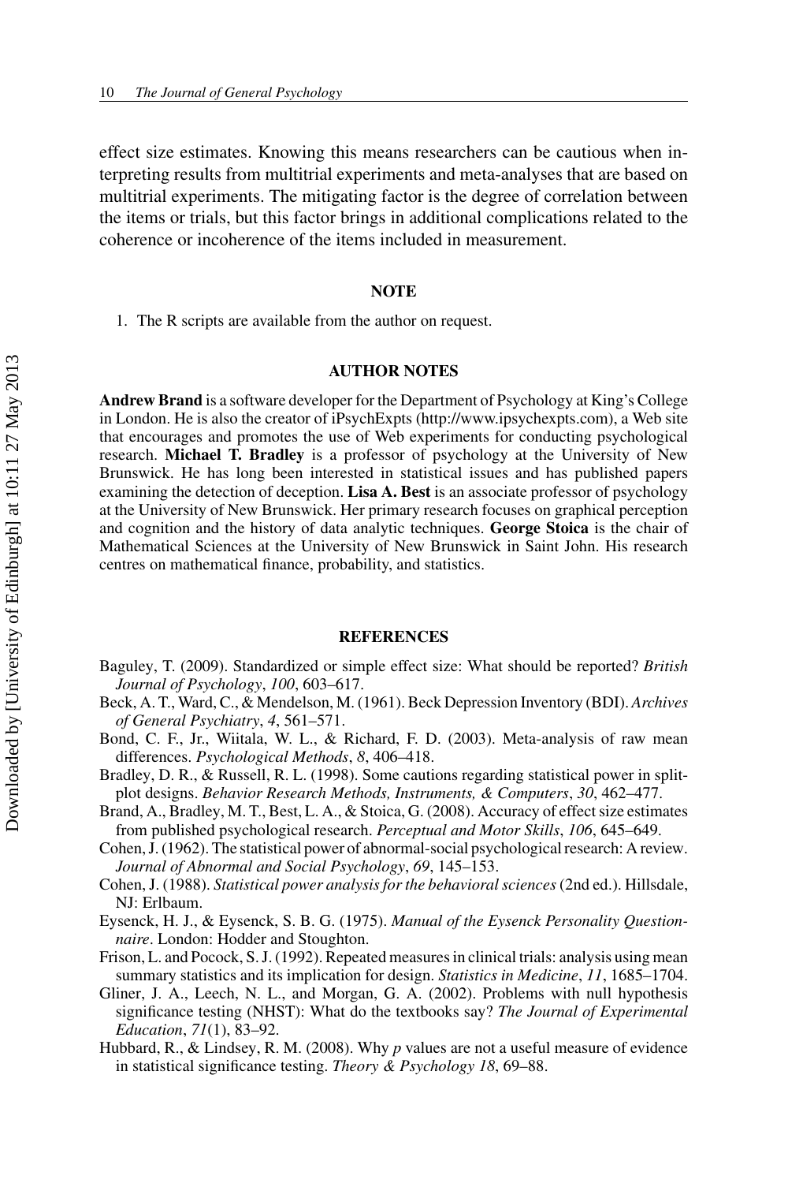effect size estimates. Knowing this means researchers can be cautious when interpreting results from multitrial experiments and meta-analyses that are based on multitrial experiments. The mitigating factor is the degree of correlation between the items or trials, but this factor brings in additional complications related to the coherence or incoherence of the items included in measurement.

## NOTE

1. The R scripts are available from the author on request.

## AUTHOR NOTES

**Andrew Brand** is a software developer for the Department of Psychology at King's College in London. He is also the creator of iPsychExpts (http://www.ipsychexpts.com), a Web site that encourages and promotes the use of Web experiments for conducting psychological research. **Michael T. Bradley** is a professor of psychology at the University of New Brunswick. He has long been interested in statistical issues and has published papers examining the detection of deception. **Lisa A. Best** is an associate professor of psychology at the University of New Brunswick. Her primary research focuses on graphical perception and cognition and the history of data analytic techniques. **George Stoica** is the chair of Mathematical Sciences at the University of New Brunswick in Saint John. His research centres on mathematical finance, probability, and statistics.

## REFERENCES

Baguley, T. (2009). Standardized or simple effect size: What should be reported? *British Journal of Psychology*, *100*, 603–617.

Beck, A. T., Ward, C., & Mendelson, M. (1961). Beck Depression Inventory (BDI). *Archives of General Psychiatry*, *4*, 561–571.

Bond, C. F., Jr., Wiitala, W. L., & Richard, F. D. (2003). Meta-analysis of raw mean differences. *Psychological Methods*, *8*, 406–418.

Bradley, D. R., & Russell, R. L. (1998). Some cautions regarding statistical power in split-plot designs. *Behavior Research Methods, Instruments, & Computers*, *30*, 462–477.

Brand, A., Bradley, M. T., Best, L. A., & Stoica, G. (2008). Accuracy of effect size estimates from published psychological research. *Perceptual and Motor Skills*, *106*, 645–649.

Cohen, J. (1962). The statistical power of abnormal-social psychological research: A review. *Journal of Abnormal and Social Psychology*, *69*, 145–153.

Cohen, J. (1988). *Statistical power analysis for the behavioral sciences* (2nd ed.). Hillsdale, NJ: Erlbaum.

Eysenck, H. J., & Eysenck, S. B. G. (1975). *Manual of the Eysenck Personality Questionnaire*. London: Hodder and Stoughton.

Frison, L. and Pocock, S. J. (1992). Repeated measures in clinical trials: analysis using mean summary statistics and its implication for design. *Statistics in Medicine*, *11*, 1685–1704.

Gliner, J. A., Leech, N. L., and Morgan, G. A. (2002). Problems with null hypothesis significance testing (NHST): What do the textbooks say? *The Journal of Experimental Education*, *71*(1), 83–92.

Hubbard, R., & Lindsey, R. M. (2008). Why *p* values are not a useful measure of evidence in statistical significance testing. *Theory & Psychology 18*, 69–88.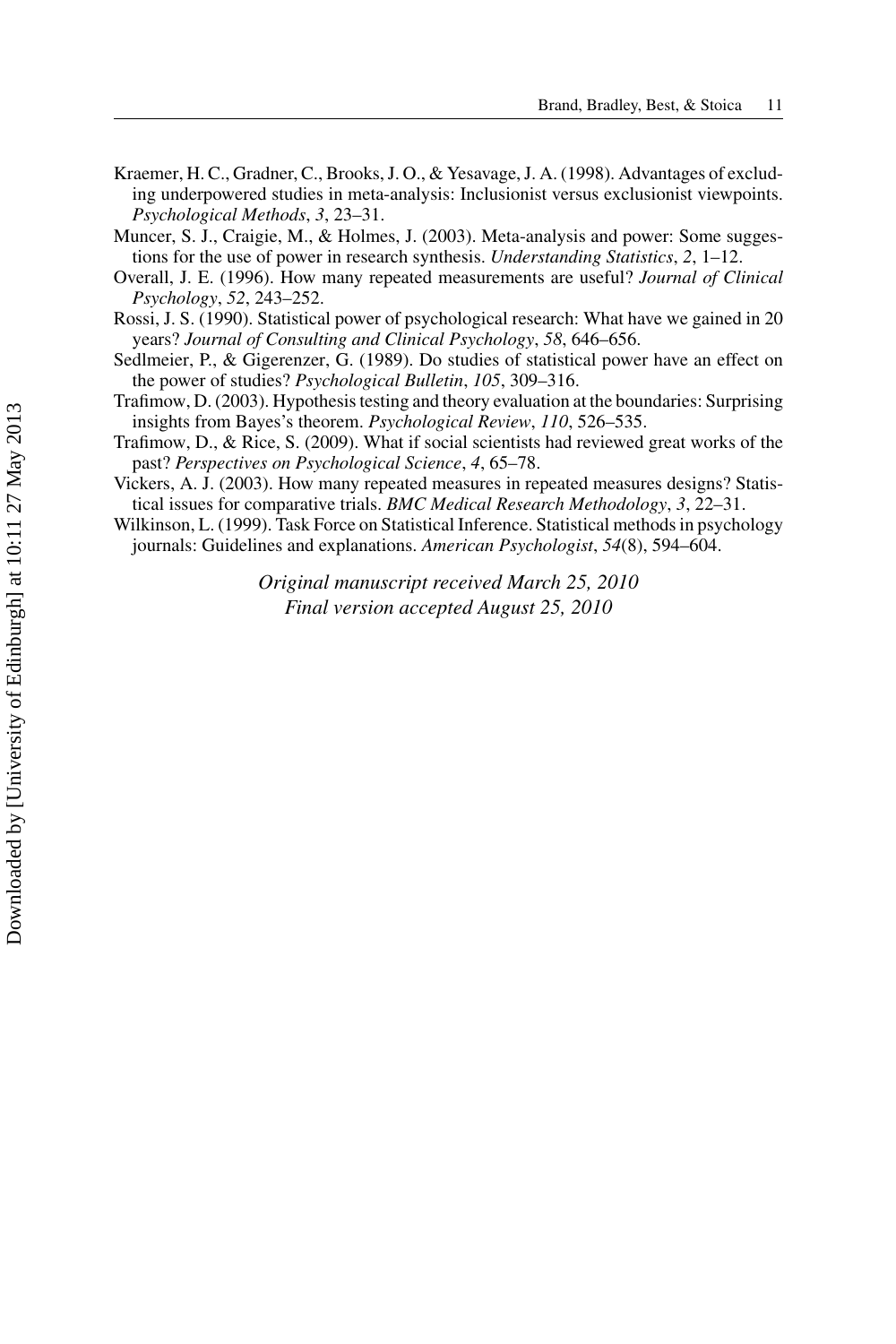Kraemer, H. C., Gradner, C., Brooks, J. O., & Yesavage, J. A. (1998). Advantages of excluding underpowered studies in meta-analysis: Inclusionist versus exclusionist viewpoints. *Psychological Methods*, *3*, 23–31.

Muncer, S. J., Craigie, M., & Holmes, J. (2003). Meta-analysis and power: Some suggestions for the use of power in research synthesis. *Understanding Statistics*, *2*, 1–12.

Overall, J. E. (1996). How many repeated measurements are useful? *Journal of Clinical Psychology*, *52*, 243–252.

Rossi, J. S. (1990). Statistical power of psychological research: What have we gained in 20 years? *Journal of Consulting and Clinical Psychology*, *58*, 646–656.

Sedlmeier, P., & Gigerenzer, G. (1989). Do studies of statistical power have an effect on the power of studies? *Psychological Bulletin*, *105*, 309–316.

Trafimow, D. (2003). Hypothesis testing and theory evaluation at the boundaries: Surprising insights from Bayes's theorem. *Psychological Review*, *110*, 526–535.

Trafimow, D., & Rice, S. (2009). What if social scientists had reviewed great works of the past? *Perspectives on Psychological Science*, *4*, 65–78.

Vickers, A. J. (2003). How many repeated measures in repeated measures designs? Statistical issues for comparative trials. *BMC Medical Research Methodology*, *3*, 22–31.

Wilkinson, L. (1999). Task Force on Statistical Inference. Statistical methods in psychology journals: Guidelines and explanations. *American Psychologist*, *54*(8), 594–604.

*Original manuscript received March 25, 2010*
*Final version accepted August 25, 2010*